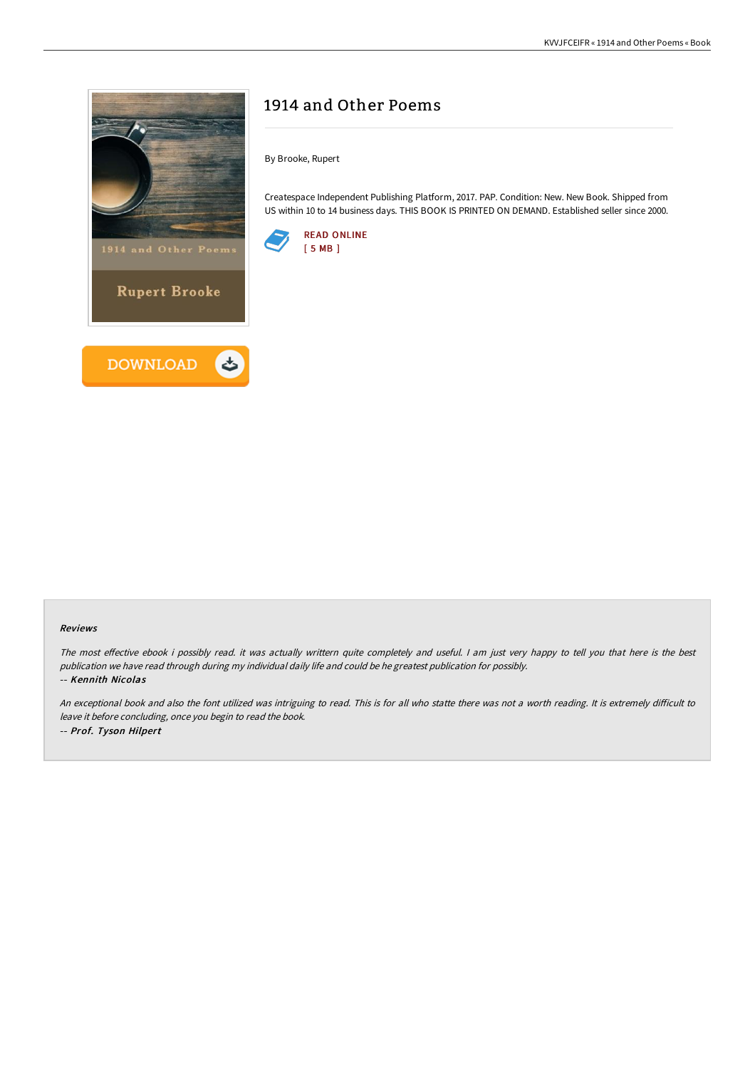# 1914 and Other Poems

By Brooke, Rupert

Createspace Independent Publishing Platform, 2017. PAP. Condition: New. New Book. Shipped from US within 10 to 14 business days. THIS BOOK IS PRINTED ON DEMAND. Established seller since 2000.

READ ONLINE
[ 5 MB ]

DOWNLOAD

### Reviews

*The most effective ebook i possibly read. it was actually writtern quite completely and useful. I am just very happy to tell you that here is the best publication we have read through during my individual daily life and could be he greatest publication for possibly.*

*-- **Kennith Nicolas***

*An exceptional book and also the font utilized was intriguing to read. This is for all who statte there was not a worth reading. It is extremely difficult to leave it before concluding, once you begin to read the book.*

*-- **Prof. Tyson Hilpert***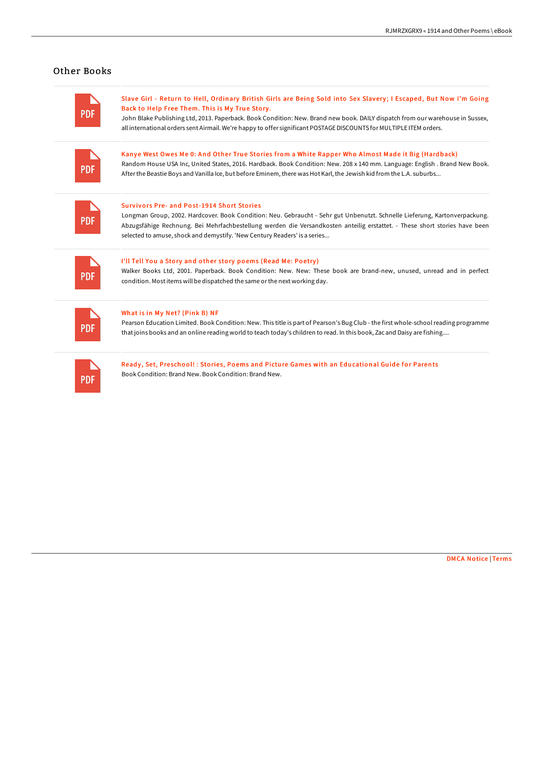## Other Books

**Slave Girl - Return to Hell, Ordinary British Girls are Being Sold into Sex Slavery; I Escaped, But Now I'm Going Back to Help Free Them. This is My True Story.**

John Blake Publishing Ltd, 2013. Paperback. Book Condition: New. Brand new book. DAILY dispatch from our warehouse in Sussex, all international orders sent Airmail. We're happy to offer significant POSTAGE DISCOUNTS for MULTIPLE ITEM orders.

**Kanye West Owes Me 0: And Other True Stories from a White Rapper Who Almost Made it Big (Hardback)**

Random House USA Inc, United States, 2016. Hardback. Book Condition: New. 208 x 140 mm. Language: English . Brand New Book. After the Beastie Boys and Vanilla Ice, but before Eminem, there was Hot Karl, the Jewish kid from the L.A. suburbs...

**Survivors Pre- and Post-1914 Short Stories**

Longman Group, 2002. Hardcover. Book Condition: Neu. Gebraucht - Sehr gut Unbenutzt. Schnelle Lieferung, Kartonverpackung. Abzugsfähige Rechnung. Bei Mehrfachbestellung werden die Versandkosten anteilig erstattet. - These short stories have been selected to amuse, shock and demystify. 'New Century Readers' is a series...

**I'll Tell You a Story and other story poems (Read Me: Poetry)**

Walker Books Ltd, 2001. Paperback. Book Condition: New. New: These book are brand-new, unused, unread and in perfect condition. Most items will be dispatched the same or the next working day.

**What is in My Net? (Pink B) NF**

Pearson Education Limited. Book Condition: New. This title is part of Pearson's Bug Club - the first whole-school reading programme that joins books and an online reading world to teach today's children to read. In this book, Zac and Daisy are fishing....

**Ready, Set, Preschool! : Stories, Poems and Picture Games with an Educational Guide for Parents**

Book Condition: Brand New. Book Condition: Brand New.